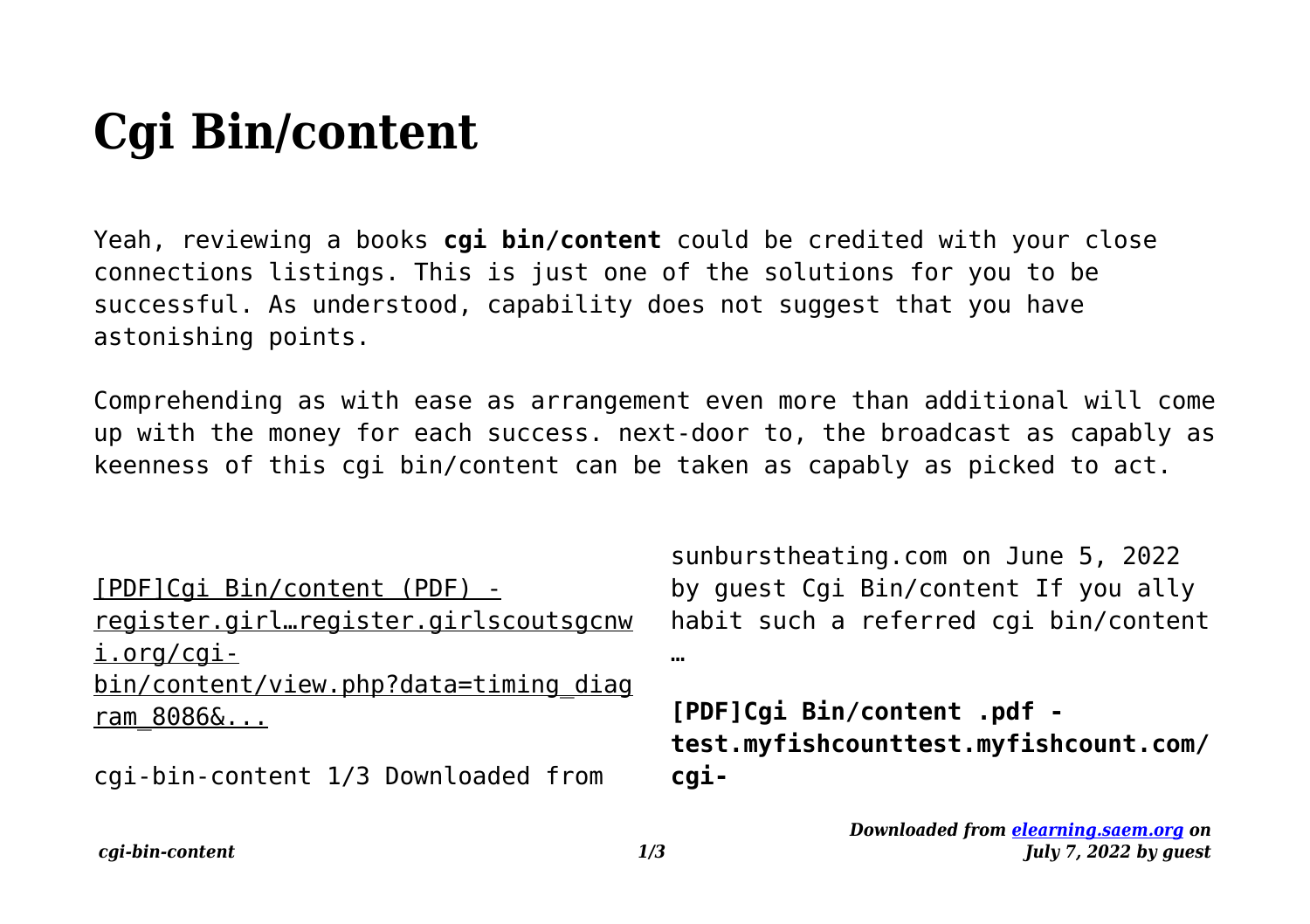# Cgi Bin/content

Yeah, reviewing a books **cgi bin/content** could be credited with your close connections listings. This is just one of the solutions for you to be successful. As understood, capability does not suggest that you have astonishing points.

Comprehending as with ease as arrangement even more than additional will come up with the money for each success. next-door to, the broadcast as capably as keenness of this cgi bin/content can be taken as capably as picked to act.

[PDF]Cgi Bin/content (PDF) - register.girl…register.girlscoutsgcnwi.org/cgi-bin/content/view.php?data=timing_diagram_8086&...

cgi-bin-content 1/3 Downloaded from sunburstheating.com on June 5, 2022 by guest Cgi Bin/content If you ally habit such a referred cgi bin/content …

**[PDF]Cgi Bin/content .pdf - test.myfishcounttest.myfishcount.com/cgi-**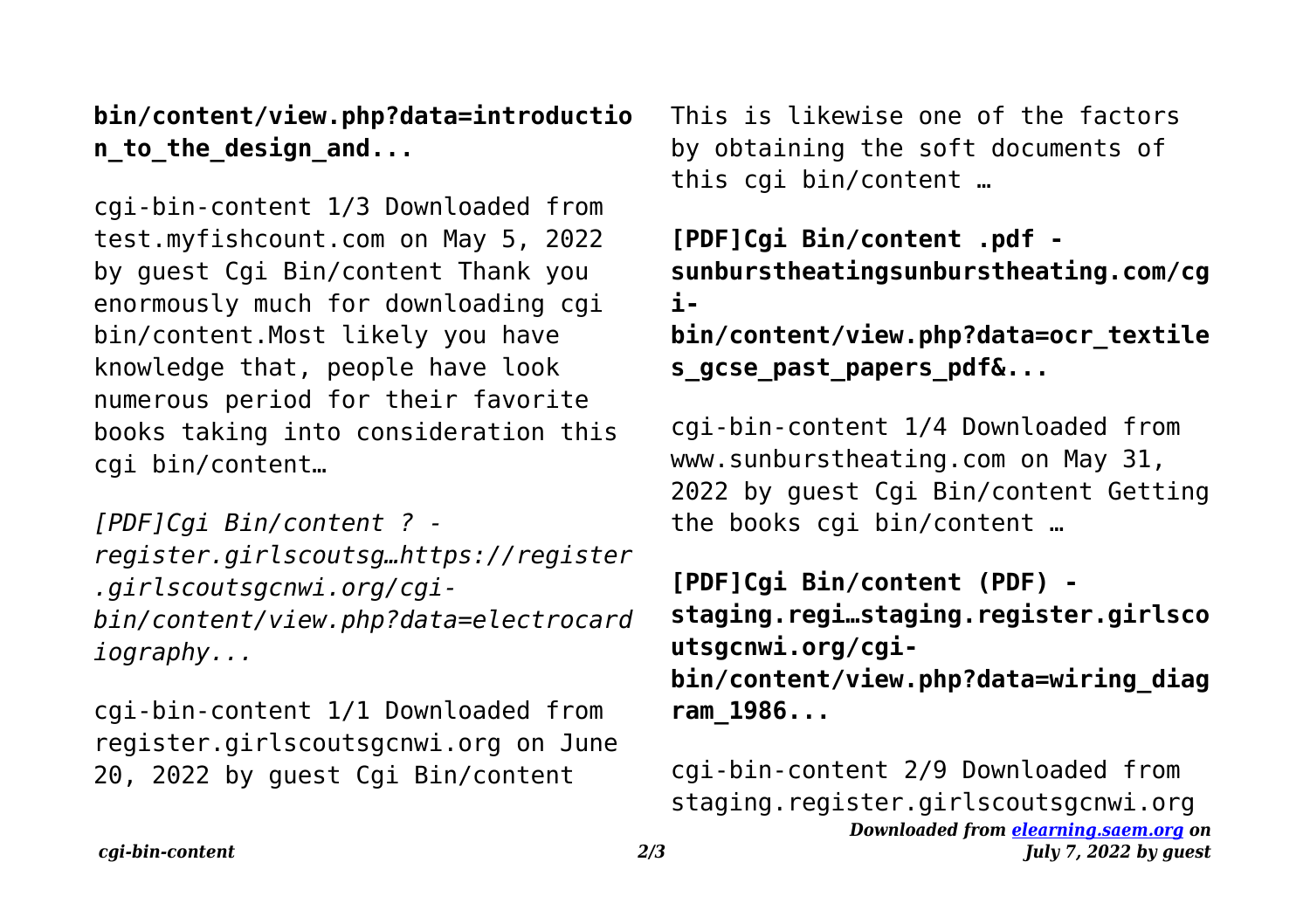**bin/content/view.php?data=introduction_to_the_design_and...**

cgi-bin-content 1/3 Downloaded from test.myfishcount.com on May 5, 2022 by guest Cgi Bin/content Thank you enormously much for downloading cgi bin/content.Most likely you have knowledge that, people have look numerous period for their favorite books taking into consideration this cgi bin/content…

*[PDF]Cgi Bin/content ? - register.girlscoutsg…https://register.girlscoutsgcnwi.org/cgi-bin/content/view.php?data=electrocardiography...*

cgi-bin-content 1/1 Downloaded from register.girlscoutsgcnwi.org on June 20, 2022 by guest Cgi Bin/content This is likewise one of the factors by obtaining the soft documents of this cgi bin/content …

**[PDF]Cgi Bin/content .pdf - sunburstheatingsunburstheating.com/cgi-bin/content/view.php?data=ocr_textiles_gcse_past_papers_pdf&...**

cgi-bin-content 1/4 Downloaded from www.sunburstheating.com on May 31, 2022 by guest Cgi Bin/content Getting the books cgi bin/content …

**[PDF]Cgi Bin/content (PDF) - staging.regi…staging.register.girlscoutsgcnwi.org/cgi-bin/content/view.php?data=wiring_diagram_1986...**

cgi-bin-content 2/9 Downloaded from staging.register.girlscoutsgcnwi.org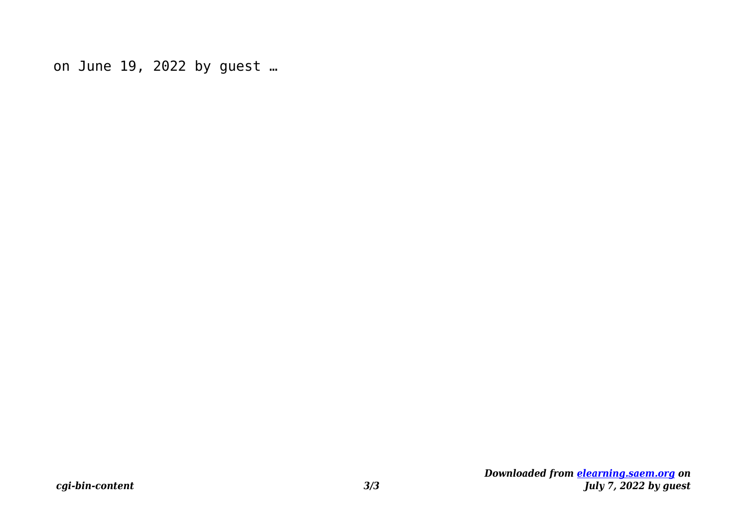on June 19, 2022 by guest …